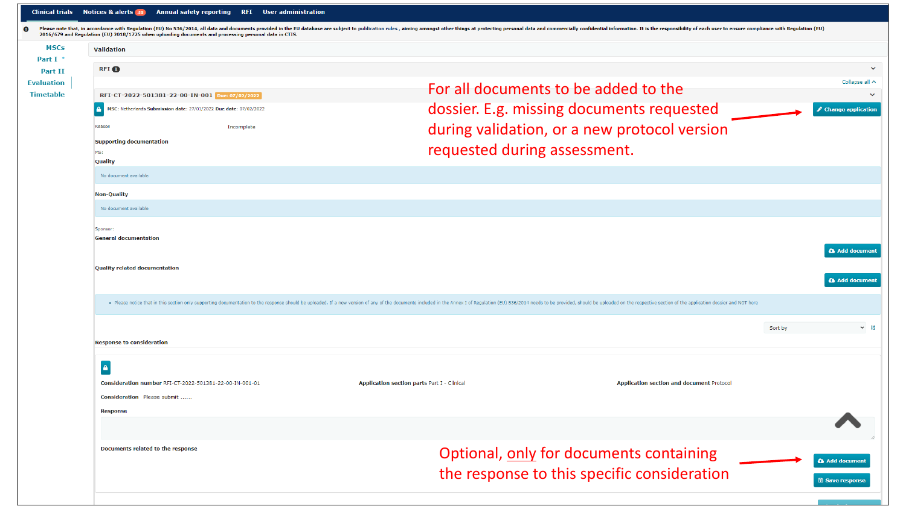Clinical trials | Notices & alerts 38 | Annual safety reporting | RFI | User administration

Please note that, in accordance with Regulation (EU) No 536/2014, all data and documents provided in the EU database are subject to publication rules , aiming amongst other things at protecting personal data and commercially confidential information. It is the responsibility of each user to ensure compliance with Regulation (EU) 2016/679 and Regulation (EU) 2018/1725 when uploading documents and processing personal data in CTIS.

- MSCs
- Part I
- Part II
- Evaluation
- Timetable

Validation

RFI 1

Collapse all

RFI-CT-2022-501381-22-00-IN-001 Due: 07/02/2022

MSC: Netherlands Submission date: 27/01/2022 Due date: 07/02/2022

Change application

For all documents to be added to the dossier. E.g. missing documents requested during validation, or a new protocol version requested during assessment.

Reason Incomplete

**Supporting documentation**

MS:

**Quality**

No document available

**Non-Quality**

No document available

Sponsor:

**General documentation**

Add document

**Quality related documentation**

Add document

- Please notice that in this section only supporting documentation to the response should be uploaded. If a new version of any of the documents included in the Annex I of Regulation (EU) 536/2014 needs to be provided, should be uploaded on the respective section of the application dossier and NOT here

Sort by

**Response to consideration**

**Consideration number** RFI-CT-2022-501381-22-00-IN-001-01 **Application section parts** Part I - Clinical **Application section and document** Protocol

**Consideration** Please submit ......

**Response**

**Documents related to the response**

Optional, only for documents containing the response to this specific consideration

Add document

Save response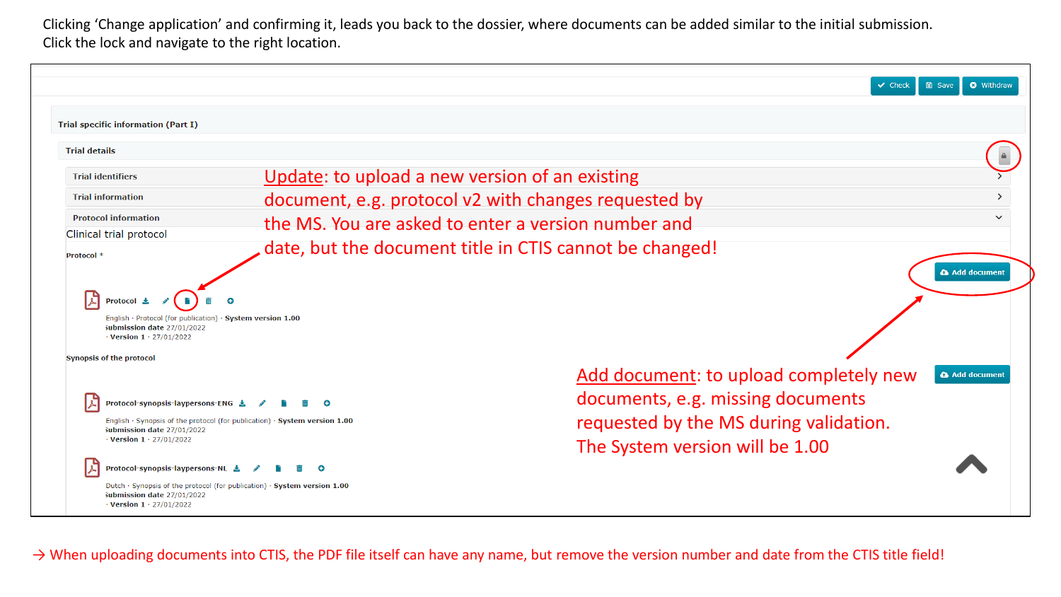Clicking 'Change application' and confirming it, leads you back to the dossier, where documents can be added similar to the initial submission. Click the lock and navigate to the right location.

Check | Save | Withdraw

Trial specific information (Part I)

Trial details

Trial identifiers

Trial information

Protocol information

Clinical trial protocol

Protocol *

Protocol

English · Protocol (for publication) · System version 1.00
Submission date 27/01/2022
· Version 1 · 27/01/2022

Synopsis of the protocol

Protocol-synopsis-laypersons-ENG

English · Synopsis of the protocol (for publication) · System version 1.00
Submission date 27/01/2022
· Version 1 · 27/01/2022

Protocol-synopsis-laypersons-NL

Dutch · Synopsis of the protocol (for publication) · System version 1.00
Submission date 27/01/2022
· Version 1 · 27/01/2022

Add document

Add document

Update: to upload a new version of an existing document, e.g. protocol v2 with changes requested by the MS. You are asked to enter a version number and date, but the document title in CTIS cannot be changed!

Add document: to upload completely new documents, e.g. missing documents requested by the MS during validation. The System version will be 1.00

→ When uploading documents into CTIS, the PDF file itself can have any name, but remove the version number and date from the CTIS title field!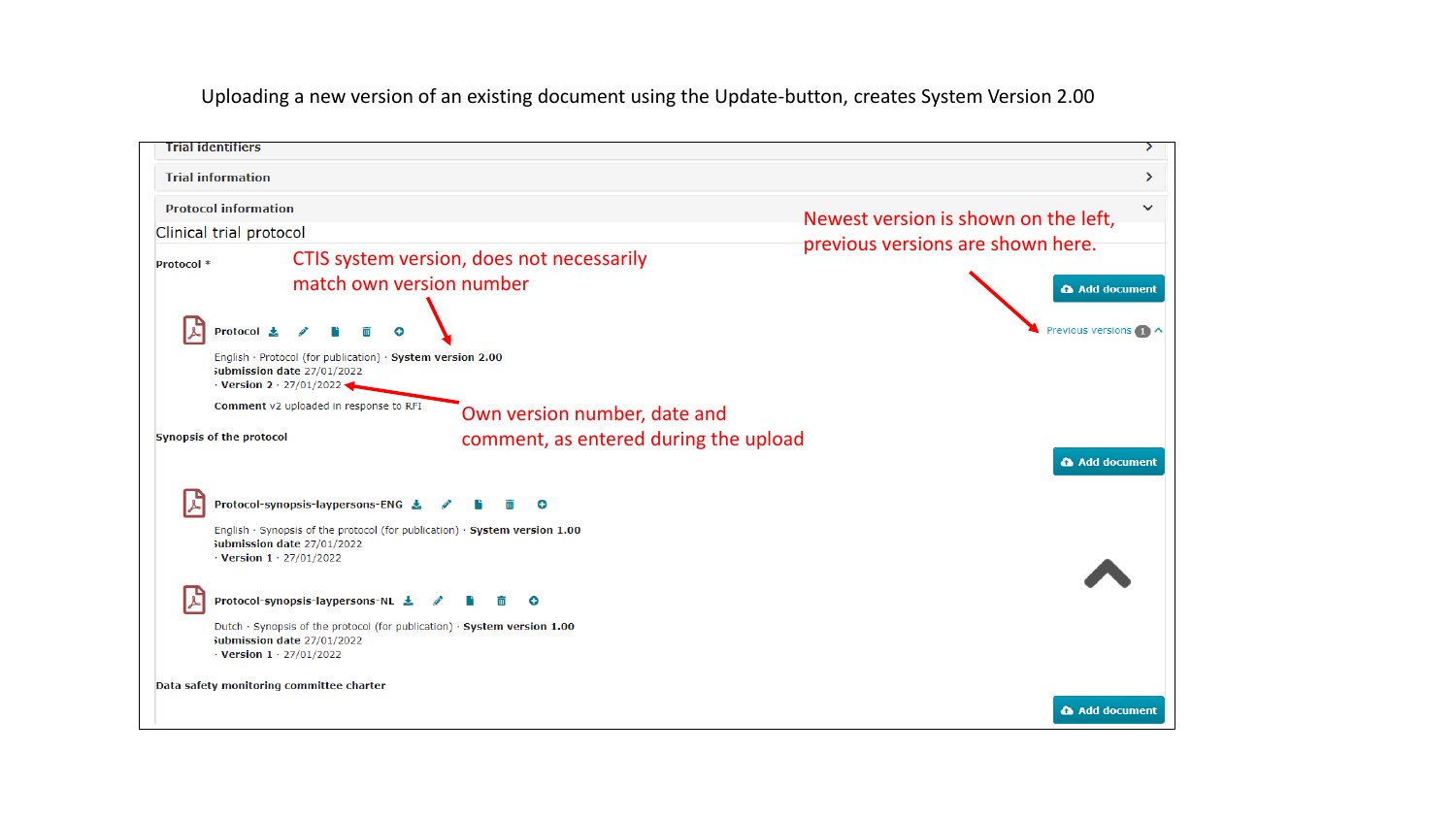Uploading a new version of an existing document using the Update-button, creates System Version 2.00

Trial identifiers

Trial information

Protocol information

Clinical trial protocol

Newest version is shown on the left, previous versions are shown here.

Protocol *

CTIS system version, does not necessarily match own version number

Add document

Previous versions 1

Protocol

English · Protocol (for publication) · **System version 2.00**
**Submission date** 27/01/2022
· **Version 2** · 27/01/2022

**Comment** v2 uploaded in response to RFI

Own version number, date and comment, as entered during the upload

Synopsis of the protocol

Add document

Protocol-synopsis-laypersons-ENG

English · Synopsis of the protocol (for publication) · **System version 1.00**
**Submission date** 27/01/2022
· **Version 1** · 27/01/2022

Protocol-synopsis-laypersons-NL

Dutch · Synopsis of the protocol (for publication) · **System version 1.00**
**Submission date** 27/01/2022
· **Version 1** · 27/01/2022

Data safety monitoring committee charter

Add document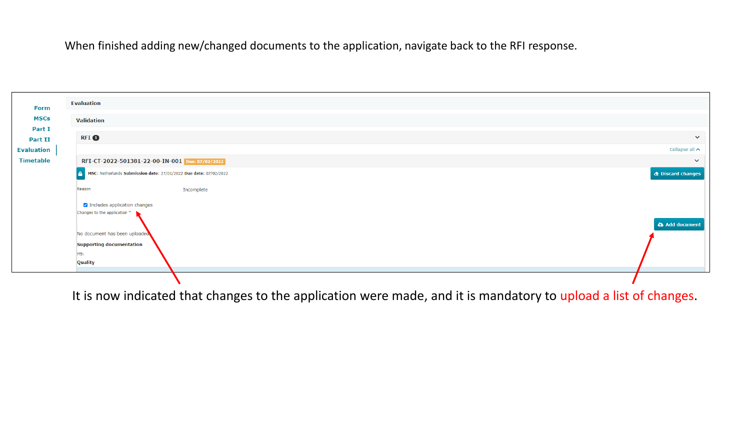When finished adding new/changed documents to the application, navigate back to the RFI response.

Form
MSCs
Part I
Part II
Evaluation
Timetable

Evaluation

Validation

RFI 1

Collapse all

RFI-CT-2022-501381-22-00-IN-001 Due: 07/02/2022

MSC: Netherlands Submission date: 27/01/2022 Due date: 07/02/2022

Discard changes

Reason Incomplete

Includes application changes

Changes to the application *

Add document

No document has been uploaded

Supporting documentation

MS:

Quality

It is now indicated that changes to the application were made, and it is mandatory to upload a list of changes.